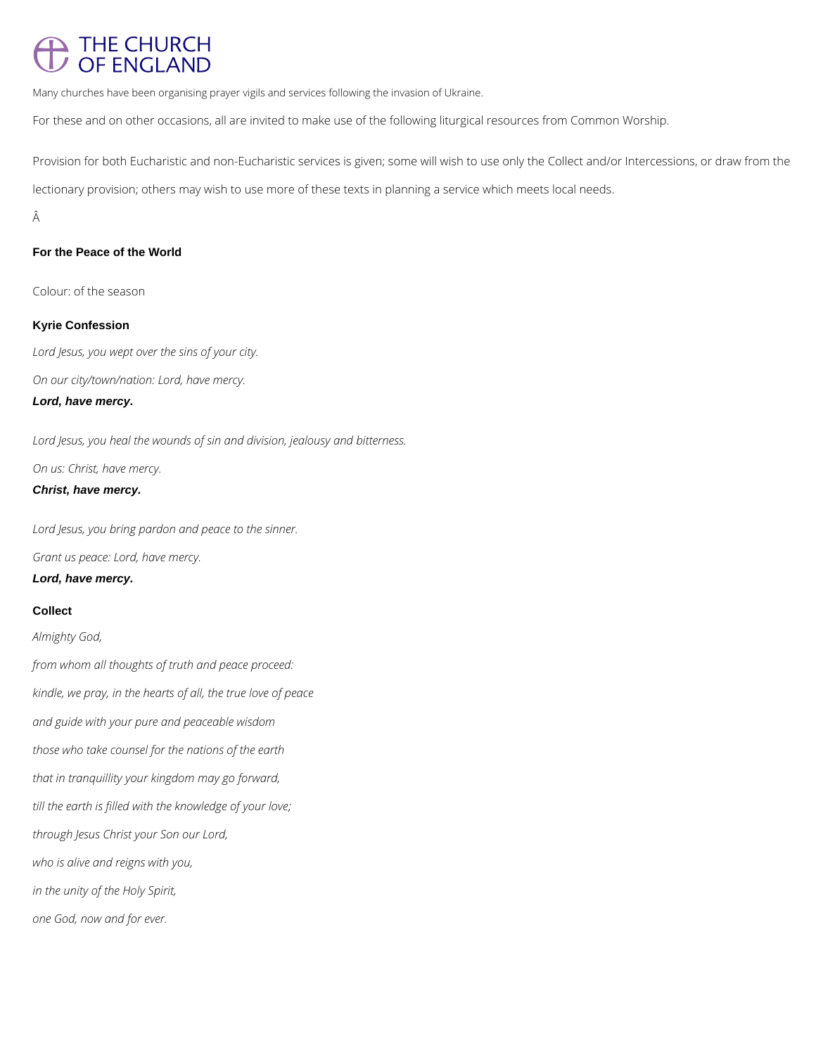# THE CHURCH OF ENGLAND

Many churches have been organising prayer vigils and services following the invasion of Ukraine.

For these and on other occasions, all are invited to make use of the following liturgical resources from Common Worship.

Provision for both Eucharistic and non-Eucharistic services is given; some will wish to use only the Collect and/or Intercessions, or draw from the lectionary provision; others may wish to use more of these texts in planning a service which meets local needs.

Â

## For the Peace of the World

Colour: of the season

### Kyrie Confession

*Lord Jesus, you wept over the sins of your city.*

*On our city/town/nation: Lord, have mercy.*

***Lord, have mercy.***

*Lord Jesus, you heal the wounds of sin and division, jealousy and bitterness.*

*On us: Christ, have mercy.*

***Christ, have mercy.***

*Lord Jesus, you bring pardon and peace to the sinner.*

*Grant us peace: Lord, have mercy.*

***Lord, have mercy.***

### Collect

*Almighty God,*

*from whom all thoughts of truth and peace proceed:*

*kindle, we pray, in the hearts of all, the true love of peace*

*and guide with your pure and peaceable wisdom*

*those who take counsel for the nations of the earth*

*that in tranquillity your kingdom may go forward,*

*till the earth is filled with the knowledge of your love;*

*through Jesus Christ your Son our Lord,*

*who is alive and reigns with you,*

*in the unity of the Holy Spirit,*

*one God, now and for ever.*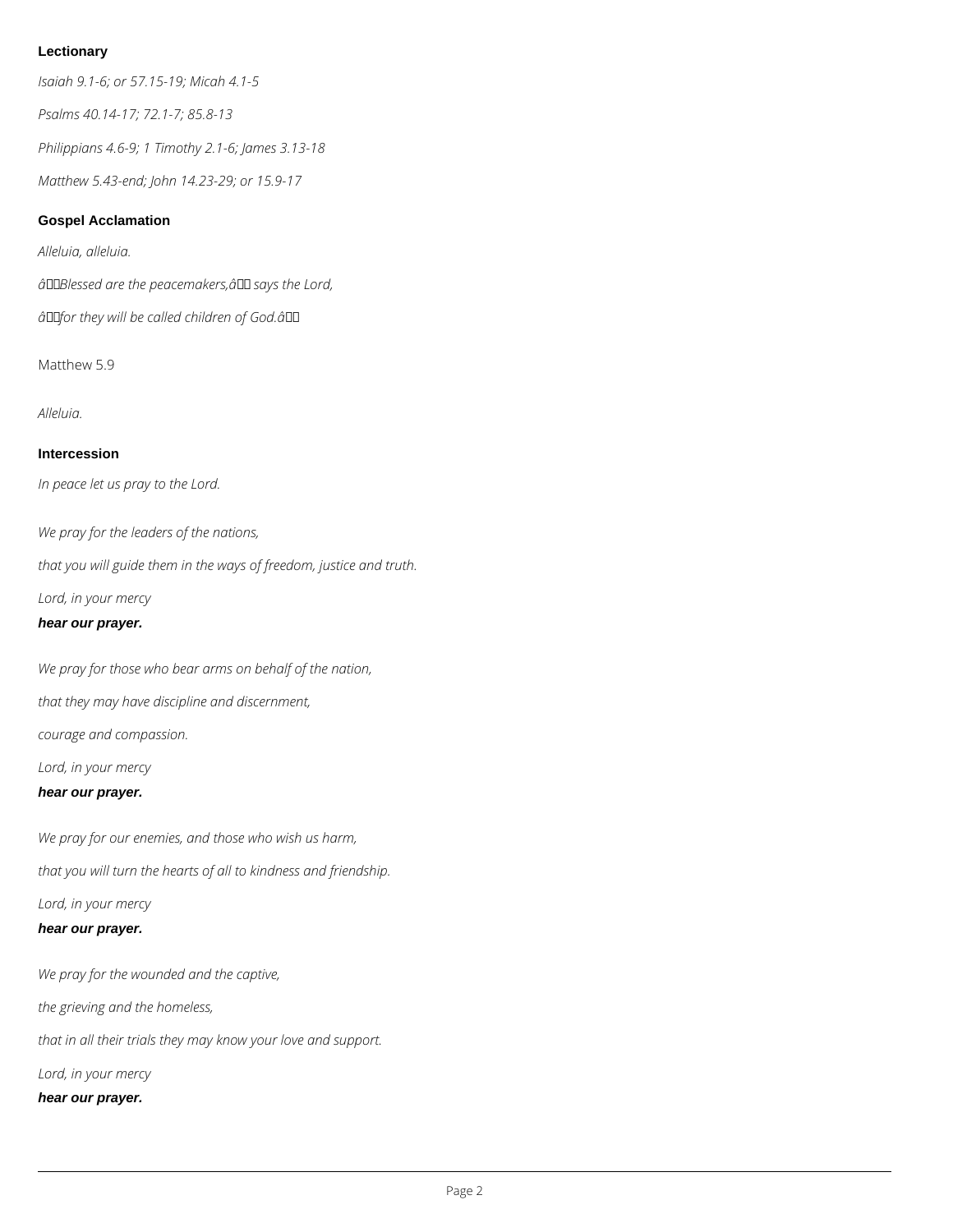### Lectionary

*Isaiah 9.1-6; or 57.15-19; Micah 4.1-5*

*Psalms 40.14-17; 72.1-7; 85.8-13*

*Philippians 4.6-9; 1 Timothy 2.1-6; James 3.13-18*

*Matthew 5.43-end; John 14.23-29; or 15.9-17*

### Gospel Acclamation

*Alleluia, alleluia.*

*“Blessed are the peacemakers,” says the Lord,*

*“for they will be called children of God.”*

Matthew 5.9

*Alleluia.*

### Intercession

*In peace let us pray to the Lord.*

*We pray for the leaders of the nations,*

*that you will guide them in the ways of freedom, justice and truth.*

*Lord, in your mercy*

***hear our prayer.***

*We pray for those who bear arms on behalf of the nation,*

*that they may have discipline and discernment,*

*courage and compassion.*

*Lord, in your mercy*

***hear our prayer.***

*We pray for our enemies, and those who wish us harm,*

*that you will turn the hearts of all to kindness and friendship.*

*Lord, in your mercy*

***hear our prayer.***

*We pray for the wounded and the captive,*

*the grieving and the homeless,*

*that in all their trials they may know your love and support.*

*Lord, in your mercy*

***hear our prayer.***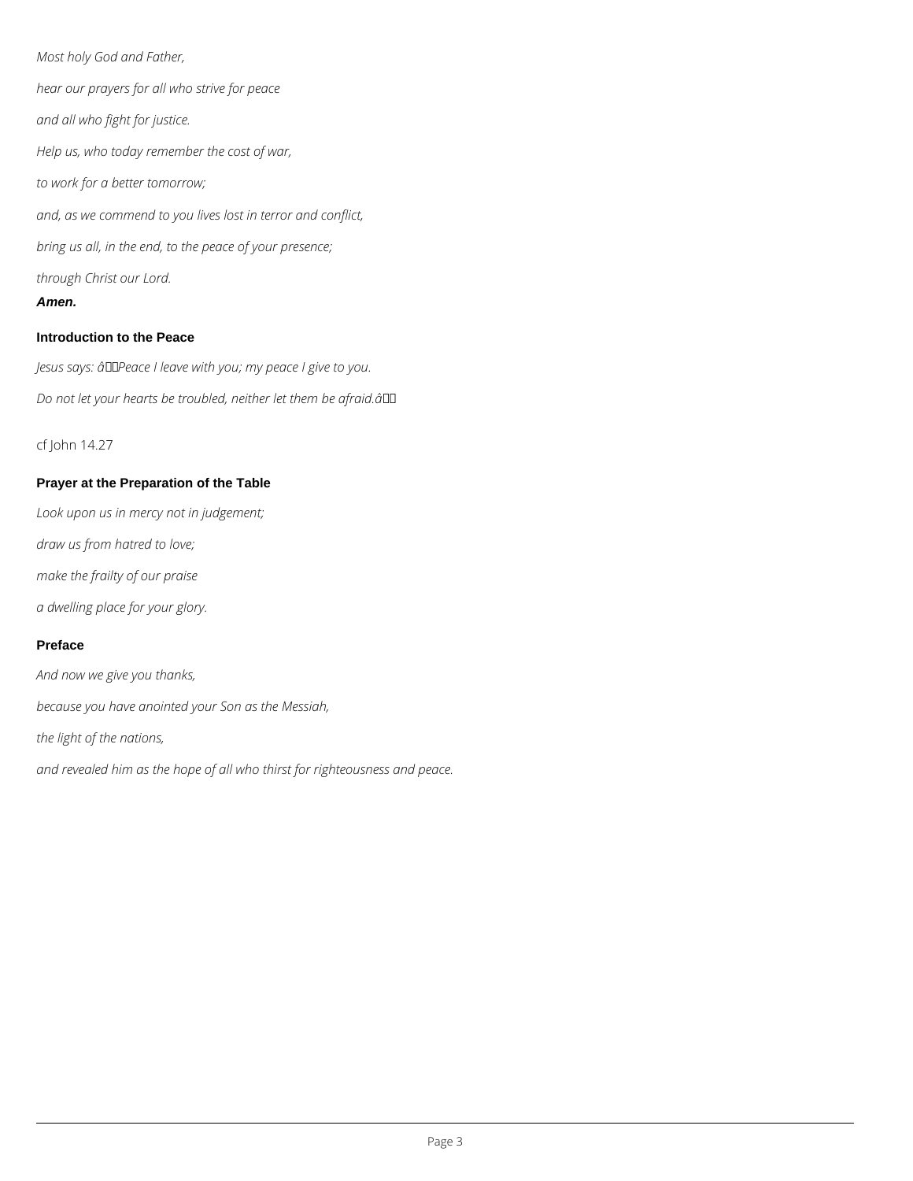*Most holy God and Father,*

*hear our prayers for all who strive for peace*

*and all who fight for justice.*

*Help us, who today remember the cost of war,*

*to work for a better tomorrow;*

*and, as we commend to you lives lost in terror and conflict,*

*bring us all, in the end, to the peace of your presence;*

*through Christ our Lord.*

***Amen.***

### Introduction to the Peace

*Jesus says: â Peace I leave with you; my peace I give to you.*

*Do not let your hearts be troubled, neither let them be afraid.â*

cf John 14.27

### Prayer at the Preparation of the Table

*Look upon us in mercy not in judgement;*

*draw us from hatred to love;*

*make the frailty of our praise*

*a dwelling place for your glory.*

### Preface

*And now we give you thanks,*

*because you have anointed your Son as the Messiah,*

*the light of the nations,*

*and revealed him as the hope of all who thirst for righteousness and peace.*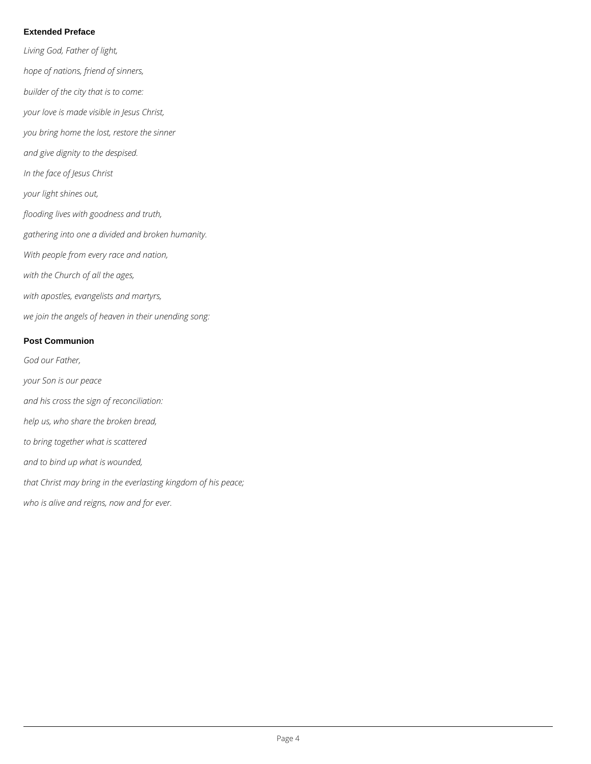**Extended Preface**

*Living God, Father of light,*

*hope of nations, friend of sinners,*

*builder of the city that is to come:*

*your love is made visible in Jesus Christ,*

*you bring home the lost, restore the sinner*

*and give dignity to the despised.*

*In the face of Jesus Christ*

*your light shines out,*

*flooding lives with goodness and truth,*

*gathering into one a divided and broken humanity.*

*With people from every race and nation,*

*with the Church of all the ages,*

*with apostles, evangelists and martyrs,*

*we join the angels of heaven in their unending song:*

**Post Communion**

*God our Father,*

*your Son is our peace*

*and his cross the sign of reconciliation:*

*help us, who share the broken bread,*

*to bring together what is scattered*

*and to bind up what is wounded,*

*that Christ may bring in the everlasting kingdom of his peace;*

*who is alive and reigns, now and for ever.*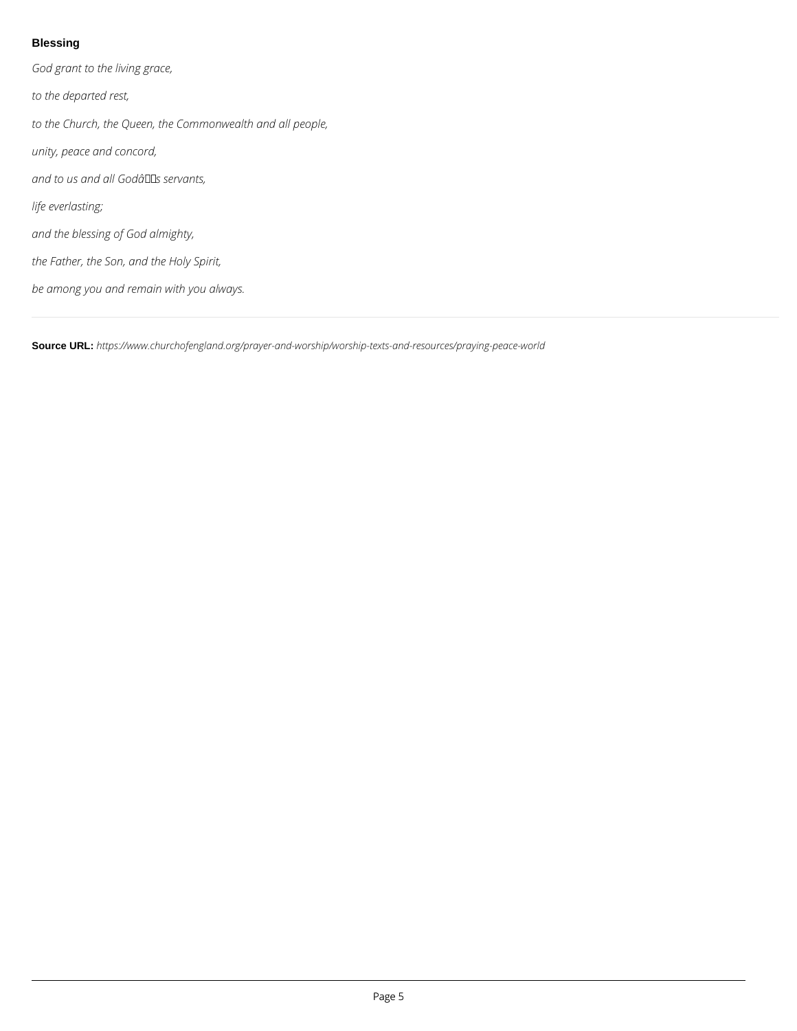### Blessing

*God grant to the living grace,*

*to the departed rest,*

*to the Church, the Queen, the Commonwealth and all people,*

*unity, peace and concord,*

*and to us and all Godâs servants,*

*life everlasting;*

*and the blessing of God almighty,*

*the Father, the Son, and the Holy Spirit,*

*be among you and remain with you always.*

---

**Source URL:** *https://www.churchofengland.org/prayer-and-worship/worship-texts-and-resources/praying-peace-world*